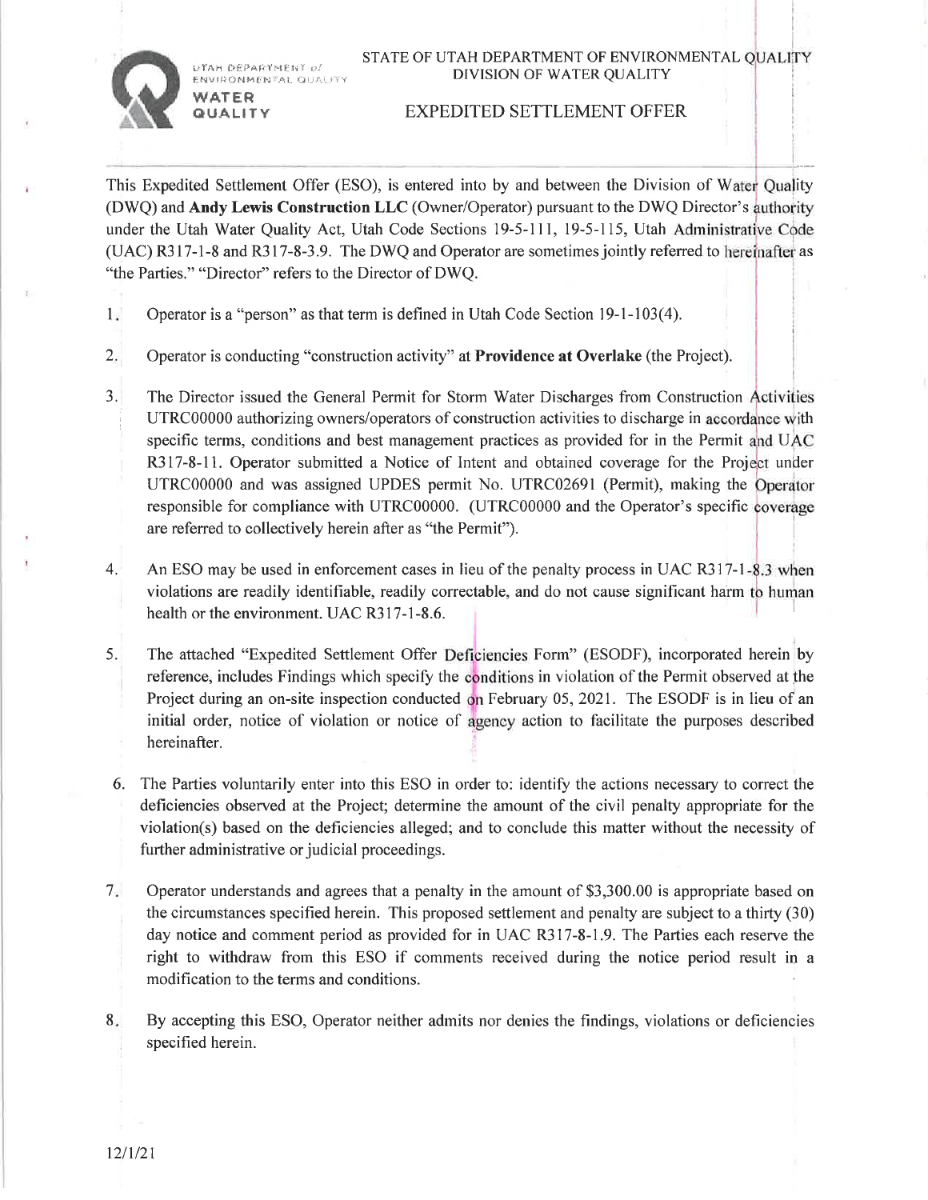STATE OF UTAH DEPARTMENT OF ENVIRONMENTAL QUALITY
DIVISION OF WATER QUALITY

UTAH DEPARTMENT of ENVIRONMENTAL QUALITY
WATER QUALITY

# EXPEDITED SETTLEMENT OFFER

This Expedited Settlement Offer (ESO), is entered into by and between the Division of Water Quality (DWQ) and **Andy Lewis Construction LLC** (Owner/Operator) pursuant to the DWQ Director's authority under the Utah Water Quality Act, Utah Code Sections 19-5-111, 19-5-115, Utah Administrative Code (UAC) R317-1-8 and R317-8-3.9. The DWQ and Operator are sometimes jointly referred to hereinafter as "the Parties." "Director" refers to the Director of DWQ.

1. Operator is a "person" as that term is defined in Utah Code Section 19-1-103(4).

2. Operator is conducting "construction activity" at **Providence at Overlake** (the Project).

3. The Director issued the General Permit for Storm Water Discharges from Construction Activities UTRC00000 authorizing owners/operators of construction activities to discharge in accordance with specific terms, conditions and best management practices as provided for in the Permit and UAC R317-8-11. Operator submitted a Notice of Intent and obtained coverage for the Project under UTRC00000 and was assigned UPDES permit No. UTRC02691 (Permit), making the Operator responsible for compliance with UTRC00000. (UTRC00000 and the Operator's specific coverage are referred to collectively herein after as "the Permit").

4. An ESO may be used in enforcement cases in lieu of the penalty process in UAC R317-1-8.3 when violations are readily identifiable, readily correctable, and do not cause significant harm to human health or the environment. UAC R317-1-8.6.

5. The attached "Expedited Settlement Offer Deficiencies Form" (ESODF), incorporated herein by reference, includes Findings which specify the conditions in violation of the Permit observed at the Project during an on-site inspection conducted on February 05, 2021. The ESODF is in lieu of an initial order, notice of violation or notice of agency action to facilitate the purposes described hereinafter.

6. The Parties voluntarily enter into this ESO in order to: identify the actions necessary to correct the deficiencies observed at the Project; determine the amount of the civil penalty appropriate for the violation(s) based on the deficiencies alleged; and to conclude this matter without the necessity of further administrative or judicial proceedings.

7. Operator understands and agrees that a penalty in the amount of $3,300.00 is appropriate based on the circumstances specified herein. This proposed settlement and penalty are subject to a thirty (30) day notice and comment period as provided for in UAC R317-8-1.9. The Parties each reserve the right to withdraw from this ESO if comments received during the notice period result in a modification to the terms and conditions.

8. By accepting this ESO, Operator neither admits nor denies the findings, violations or deficiencies specified herein.

12/1/21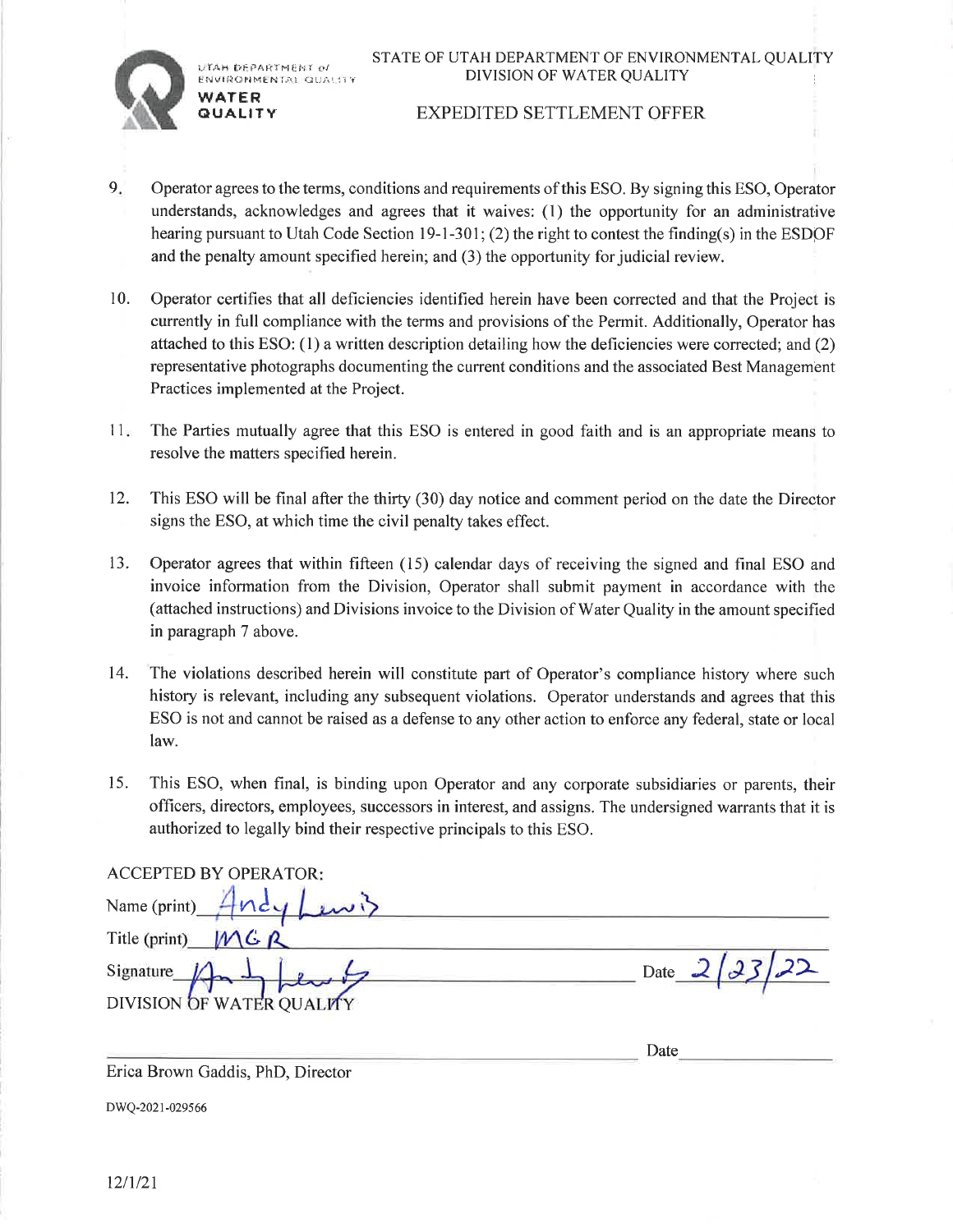UTAH DEPARTMENT of ENVIRONMENTAL QUALITY
WATER QUALITY

STATE OF UTAH DEPARTMENT OF ENVIRONMENTAL QUALITY
DIVISION OF WATER QUALITY

EXPEDITED SETTLEMENT OFFER

9. Operator agrees to the terms, conditions and requirements of this ESO. By signing this ESO, Operator understands, acknowledges and agrees that it waives: (1) the opportunity for an administrative hearing pursuant to Utah Code Section 19-1-301; (2) the right to contest the finding(s) in the ESDOF and the penalty amount specified herein; and (3) the opportunity for judicial review.

10. Operator certifies that all deficiencies identified herein have been corrected and that the Project is currently in full compliance with the terms and provisions of the Permit. Additionally, Operator has attached to this ESO: (1) a written description detailing how the deficiencies were corrected; and (2) representative photographs documenting the current conditions and the associated Best Management Practices implemented at the Project.

11. The Parties mutually agree that this ESO is entered in good faith and is an appropriate means to resolve the matters specified herein.

12. This ESO will be final after the thirty (30) day notice and comment period on the date the Director signs the ESO, at which time the civil penalty takes effect.

13. Operator agrees that within fifteen (15) calendar days of receiving the signed and final ESO and invoice information from the Division, Operator shall submit payment in accordance with the (attached instructions) and Divisions invoice to the Division of Water Quality in the amount specified in paragraph 7 above.

14. The violations described herein will constitute part of Operator's compliance history where such history is relevant, including any subsequent violations. Operator understands and agrees that this ESO is not and cannot be raised as a defense to any other action to enforce any federal, state or local law.

15. This ESO, when final, is binding upon Operator and any corporate subsidiaries or parents, their officers, directors, employees, successors in interest, and assigns. The undersigned warrants that it is authorized to legally bind their respective principals to this ESO.

ACCEPTED BY OPERATOR:

Name (print) Andy Lewis

Title (print) MGR

Signature [signature] Date 2/23/22

DIVISION OF WATER QUALITY

_______________________________ Date __________

Erica Brown Gaddis, PhD, Director

DWQ-2021-029566

12/1/21